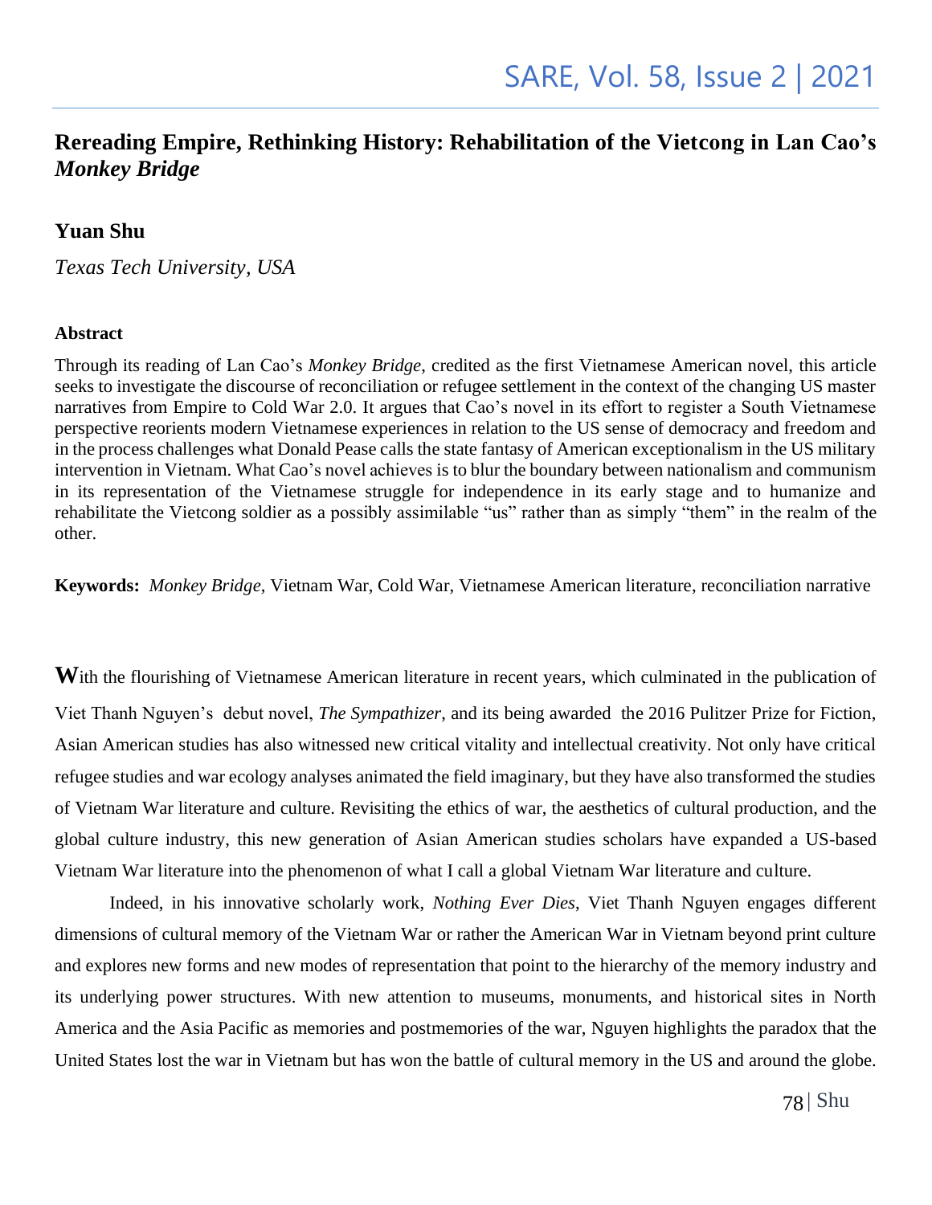# Rereading Empire, Rethinking History: Rehabilitation of the Vietcong in Lan Cao's *Monkey Bridge*

**Yuan Shu**

*Texas Tech University, USA*

#### Abstract

Through its reading of Lan Cao's *Monkey Bridge*, credited as the first Vietnamese American novel, this article seeks to investigate the discourse of reconciliation or refugee settlement in the context of the changing US master narratives from Empire to Cold War 2.0. It argues that Cao's novel in its effort to register a South Vietnamese perspective reorients modern Vietnamese experiences in relation to the US sense of democracy and freedom and in the process challenges what Donald Pease calls the state fantasy of American exceptionalism in the US military intervention in Vietnam. What Cao's novel achieves is to blur the boundary between nationalism and communism in its representation of the Vietnamese struggle for independence in its early stage and to humanize and rehabilitate the Vietcong soldier as a possibly assimilable "us" rather than as simply "them" in the realm of the other.

**Keywords:** *Monkey Bridge*, Vietnam War, Cold War, Vietnamese American literature, reconciliation narrative

**W**ith the flourishing of Vietnamese American literature in recent years, which culminated in the publication of Viet Thanh Nguyen's debut novel, *The Sympathizer*, and its being awarded the 2016 Pulitzer Prize for Fiction, Asian American studies has also witnessed new critical vitality and intellectual creativity. Not only have critical refugee studies and war ecology analyses animated the field imaginary, but they have also transformed the studies of Vietnam War literature and culture. Revisiting the ethics of war, the aesthetics of cultural production, and the global culture industry, this new generation of Asian American studies scholars have expanded a US-based Vietnam War literature into the phenomenon of what I call a global Vietnam War literature and culture.

Indeed, in his innovative scholarly work, *Nothing Ever Dies*, Viet Thanh Nguyen engages different dimensions of cultural memory of the Vietnam War or rather the American War in Vietnam beyond print culture and explores new forms and new modes of representation that point to the hierarchy of the memory industry and its underlying power structures. With new attention to museums, monuments, and historical sites in North America and the Asia Pacific as memories and postmemories of the war, Nguyen highlights the paradox that the United States lost the war in Vietnam but has won the battle of cultural memory in the US and around the globe.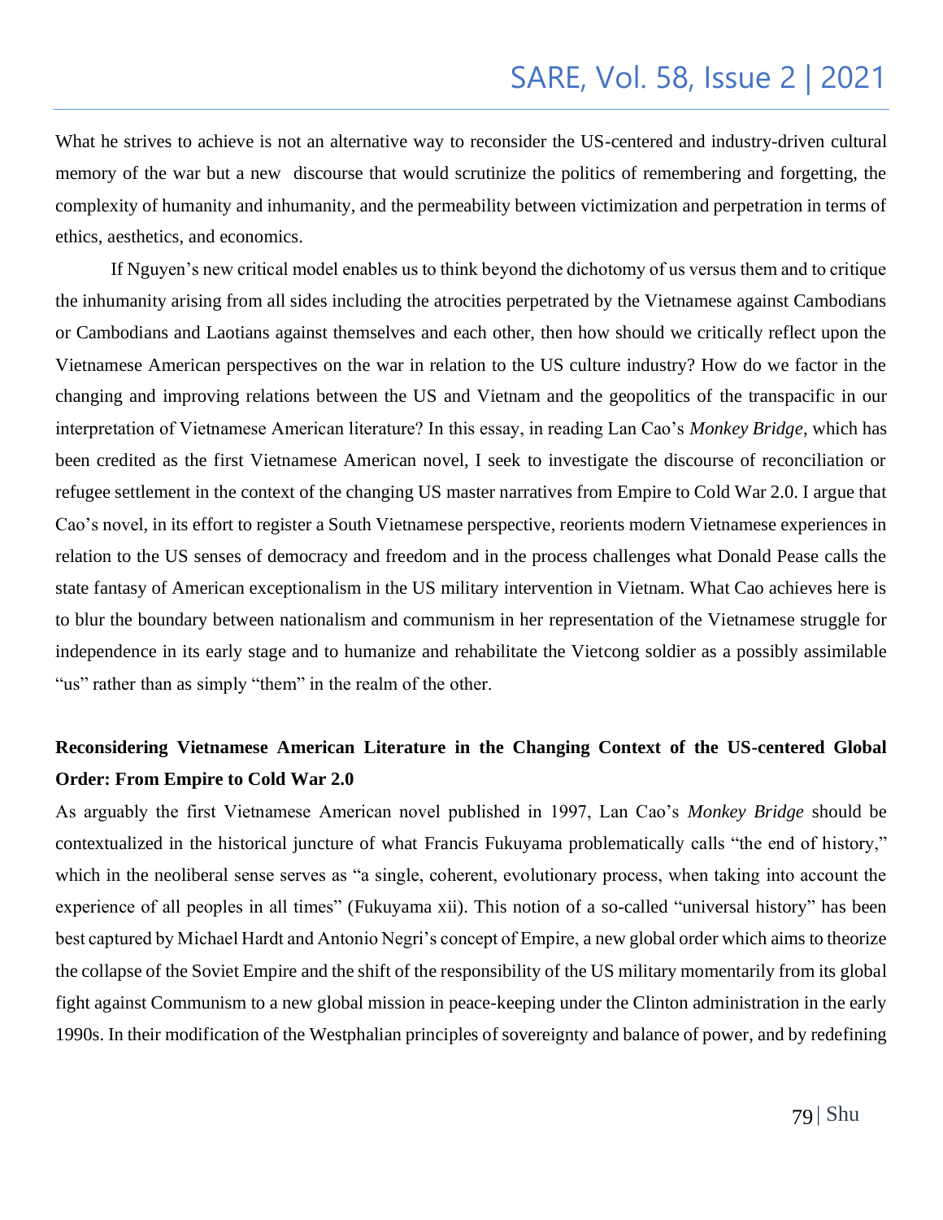What he strives to achieve is not an alternative way to reconsider the US-centered and industry-driven cultural memory of the war but a new discourse that would scrutinize the politics of remembering and forgetting, the complexity of humanity and inhumanity, and the permeability between victimization and perpetration in terms of ethics, aesthetics, and economics.

If Nguyen's new critical model enables us to think beyond the dichotomy of us versus them and to critique the inhumanity arising from all sides including the atrocities perpetrated by the Vietnamese against Cambodians or Cambodians and Laotians against themselves and each other, then how should we critically reflect upon the Vietnamese American perspectives on the war in relation to the US culture industry? How do we factor in the changing and improving relations between the US and Vietnam and the geopolitics of the transpacific in our interpretation of Vietnamese American literature? In this essay, in reading Lan Cao's *Monkey Bridge*, which has been credited as the first Vietnamese American novel, I seek to investigate the discourse of reconciliation or refugee settlement in the context of the changing US master narratives from Empire to Cold War 2.0. I argue that Cao's novel, in its effort to register a South Vietnamese perspective, reorients modern Vietnamese experiences in relation to the US senses of democracy and freedom and in the process challenges what Donald Pease calls the state fantasy of American exceptionalism in the US military intervention in Vietnam. What Cao achieves here is to blur the boundary between nationalism and communism in her representation of the Vietnamese struggle for independence in its early stage and to humanize and rehabilitate the Vietcong soldier as a possibly assimilable "us" rather than as simply "them" in the realm of the other.

## Reconsidering Vietnamese American Literature in the Changing Context of the US-centered Global Order: From Empire to Cold War 2.0

As arguably the first Vietnamese American novel published in 1997, Lan Cao's *Monkey Bridge* should be contextualized in the historical juncture of what Francis Fukuyama problematically calls "the end of history," which in the neoliberal sense serves as "a single, coherent, evolutionary process, when taking into account the experience of all peoples in all times" (Fukuyama xii). This notion of a so-called "universal history" has been best captured by Michael Hardt and Antonio Negri's concept of Empire, a new global order which aims to theorize the collapse of the Soviet Empire and the shift of the responsibility of the US military momentarily from its global fight against Communism to a new global mission in peace-keeping under the Clinton administration in the early 1990s. In their modification of the Westphalian principles of sovereignty and balance of power, and by redefining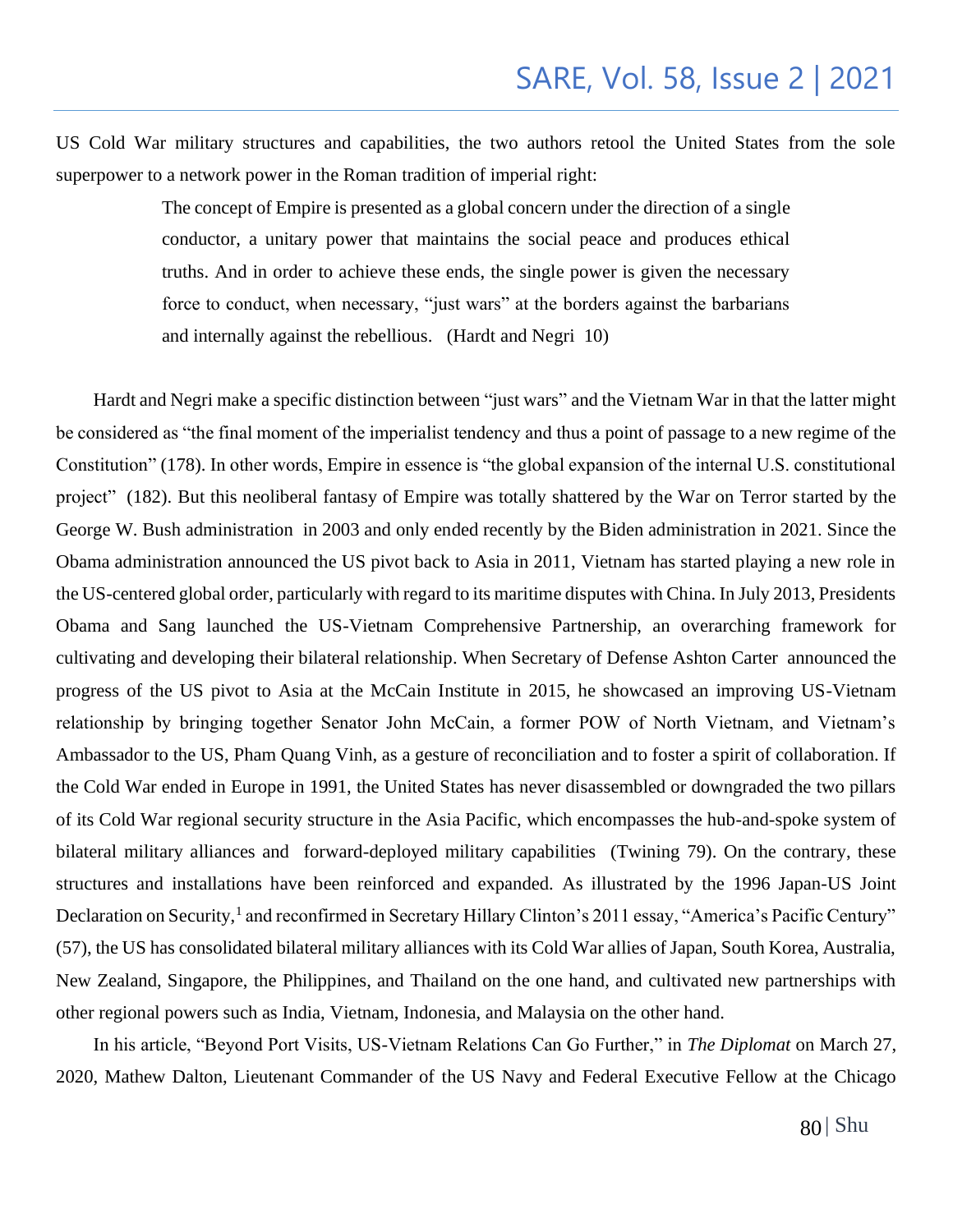US Cold War military structures and capabilities, the two authors retool the United States from the sole superpower to a network power in the Roman tradition of imperial right:

> The concept of Empire is presented as a global concern under the direction of a single conductor, a unitary power that maintains the social peace and produces ethical truths. And in order to achieve these ends, the single power is given the necessary force to conduct, when necessary, "just wars" at the borders against the barbarians and internally against the rebellious. (Hardt and Negri 10)

Hardt and Negri make a specific distinction between "just wars" and the Vietnam War in that the latter might be considered as "the final moment of the imperialist tendency and thus a point of passage to a new regime of the Constitution" (178). In other words, Empire in essence is "the global expansion of the internal U.S. constitutional project" (182). But this neoliberal fantasy of Empire was totally shattered by the War on Terror started by the George W. Bush administration in 2003 and only ended recently by the Biden administration in 2021. Since the Obama administration announced the US pivot back to Asia in 2011, Vietnam has started playing a new role in the US-centered global order, particularly with regard to its maritime disputes with China. In July 2013, Presidents Obama and Sang launched the US-Vietnam Comprehensive Partnership, an overarching framework for cultivating and developing their bilateral relationship. When Secretary of Defense Ashton Carter announced the progress of the US pivot to Asia at the McCain Institute in 2015, he showcased an improving US-Vietnam relationship by bringing together Senator John McCain, a former POW of North Vietnam, and Vietnam's Ambassador to the US, Pham Quang Vinh, as a gesture of reconciliation and to foster a spirit of collaboration. If the Cold War ended in Europe in 1991, the United States has never disassembled or downgraded the two pillars of its Cold War regional security structure in the Asia Pacific, which encompasses the hub-and-spoke system of bilateral military alliances and forward-deployed military capabilities (Twining 79). On the contrary, these structures and installations have been reinforced and expanded. As illustrated by the 1996 Japan-US Joint Declaration on Security,[1] and reconfirmed in Secretary Hillary Clinton's 2011 essay, "America's Pacific Century" (57), the US has consolidated bilateral military alliances with its Cold War allies of Japan, South Korea, Australia, New Zealand, Singapore, the Philippines, and Thailand on the one hand, and cultivated new partnerships with other regional powers such as India, Vietnam, Indonesia, and Malaysia on the other hand.

In his article, "Beyond Port Visits, US-Vietnam Relations Can Go Further," in *The Diplomat* on March 27, 2020, Mathew Dalton, Lieutenant Commander of the US Navy and Federal Executive Fellow at the Chicago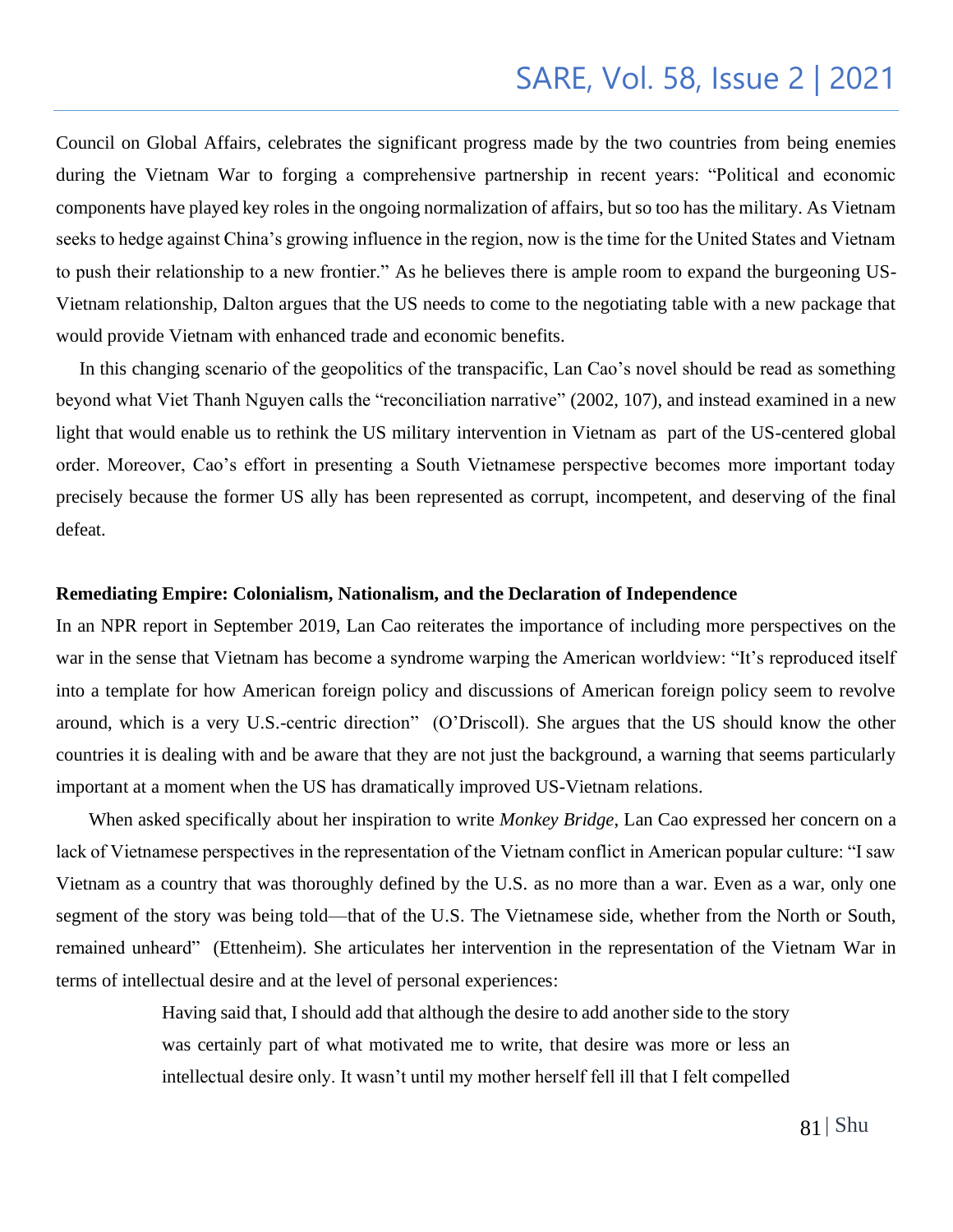Council on Global Affairs, celebrates the significant progress made by the two countries from being enemies during the Vietnam War to forging a comprehensive partnership in recent years: "Political and economic components have played key roles in the ongoing normalization of affairs, but so too has the military. As Vietnam seeks to hedge against China's growing influence in the region, now is the time for the United States and Vietnam to push their relationship to a new frontier." As he believes there is ample room to expand the burgeoning US-Vietnam relationship, Dalton argues that the US needs to come to the negotiating table with a new package that would provide Vietnam with enhanced trade and economic benefits.

In this changing scenario of the geopolitics of the transpacific, Lan Cao's novel should be read as something beyond what Viet Thanh Nguyen calls the "reconciliation narrative" (2002, 107), and instead examined in a new light that would enable us to rethink the US military intervention in Vietnam as part of the US-centered global order. Moreover, Cao's effort in presenting a South Vietnamese perspective becomes more important today precisely because the former US ally has been represented as corrupt, incompetent, and deserving of the final defeat.

**Remediating Empire: Colonialism, Nationalism, and the Declaration of Independence**

In an NPR report in September 2019, Lan Cao reiterates the importance of including more perspectives on the war in the sense that Vietnam has become a syndrome warping the American worldview: "It's reproduced itself into a template for how American foreign policy and discussions of American foreign policy seem to revolve around, which is a very U.S.-centric direction" (O'Driscoll). She argues that the US should know the other countries it is dealing with and be aware that they are not just the background, a warning that seems particularly important at a moment when the US has dramatically improved US-Vietnam relations.

When asked specifically about her inspiration to write *Monkey Bridge*, Lan Cao expressed her concern on a lack of Vietnamese perspectives in the representation of the Vietnam conflict in American popular culture: "I saw Vietnam as a country that was thoroughly defined by the U.S. as no more than a war. Even as a war, only one segment of the story was being told—that of the U.S. The Vietnamese side, whether from the North or South, remained unheard" (Ettenheim). She articulates her intervention in the representation of the Vietnam War in terms of intellectual desire and at the level of personal experiences:

> Having said that, I should add that although the desire to add another side to the story was certainly part of what motivated me to write, that desire was more or less an intellectual desire only. It wasn't until my mother herself fell ill that I felt compelled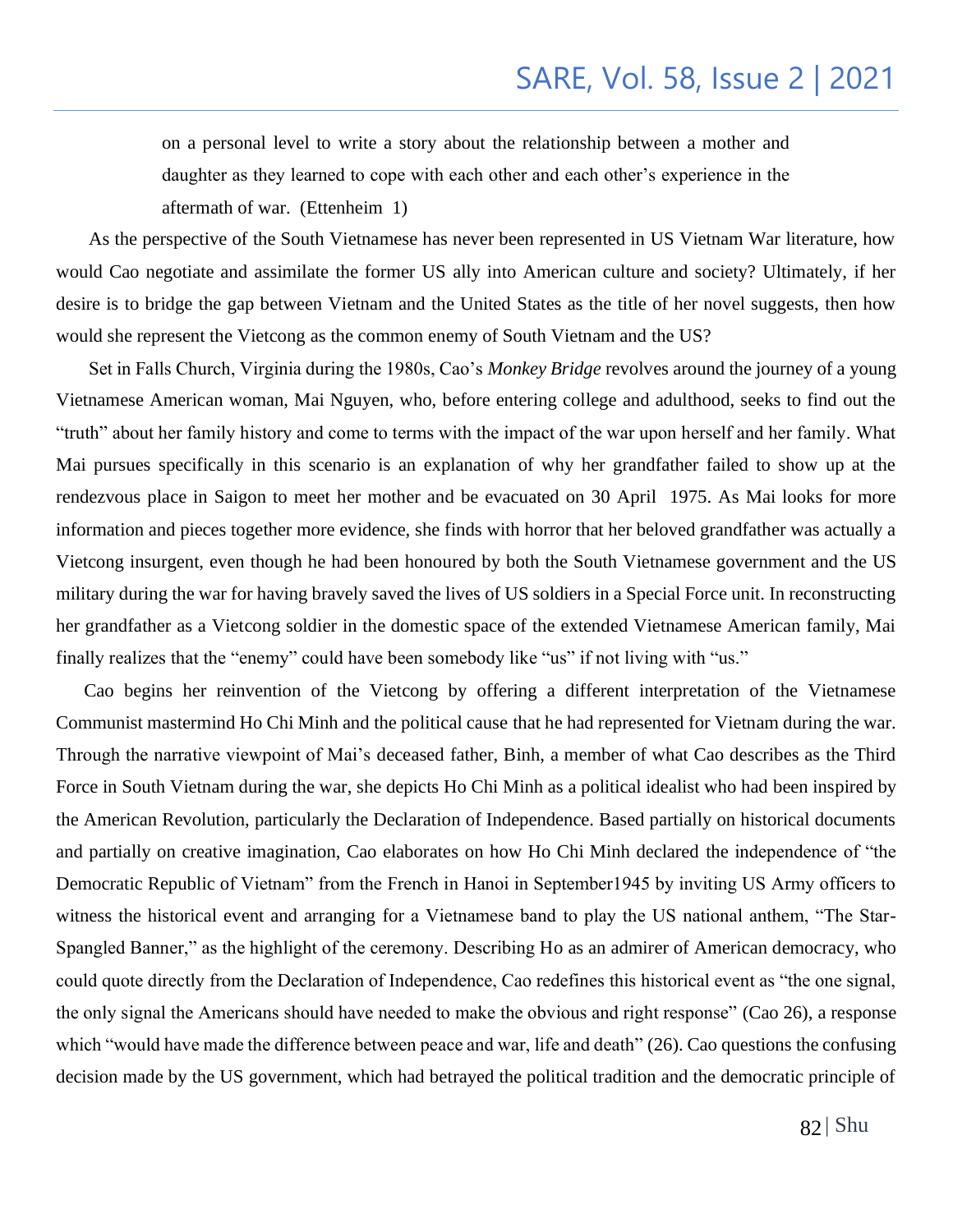> on a personal level to write a story about the relationship between a mother and daughter as they learned to cope with each other and each other's experience in the aftermath of war. (Ettenheim 1)

As the perspective of the South Vietnamese has never been represented in US Vietnam War literature, how would Cao negotiate and assimilate the former US ally into American culture and society? Ultimately, if her desire is to bridge the gap between Vietnam and the United States as the title of her novel suggests, then how would she represent the Vietcong as the common enemy of South Vietnam and the US?

Set in Falls Church, Virginia during the 1980s, Cao's *Monkey Bridge* revolves around the journey of a young Vietnamese American woman, Mai Nguyen, who, before entering college and adulthood, seeks to find out the "truth" about her family history and come to terms with the impact of the war upon herself and her family. What Mai pursues specifically in this scenario is an explanation of why her grandfather failed to show up at the rendezvous place in Saigon to meet her mother and be evacuated on 30 April 1975. As Mai looks for more information and pieces together more evidence, she finds with horror that her beloved grandfather was actually a Vietcong insurgent, even though he had been honoured by both the South Vietnamese government and the US military during the war for having bravely saved the lives of US soldiers in a Special Force unit. In reconstructing her grandfather as a Vietcong soldier in the domestic space of the extended Vietnamese American family, Mai finally realizes that the "enemy" could have been somebody like "us" if not living with "us."

Cao begins her reinvention of the Vietcong by offering a different interpretation of the Vietnamese Communist mastermind Ho Chi Minh and the political cause that he had represented for Vietnam during the war. Through the narrative viewpoint of Mai's deceased father, Binh, a member of what Cao describes as the Third Force in South Vietnam during the war, she depicts Ho Chi Minh as a political idealist who had been inspired by the American Revolution, particularly the Declaration of Independence. Based partially on historical documents and partially on creative imagination, Cao elaborates on how Ho Chi Minh declared the independence of "the Democratic Republic of Vietnam" from the French in Hanoi in September1945 by inviting US Army officers to witness the historical event and arranging for a Vietnamese band to play the US national anthem, "The Star-Spangled Banner," as the highlight of the ceremony. Describing Ho as an admirer of American democracy, who could quote directly from the Declaration of Independence, Cao redefines this historical event as "the one signal, the only signal the Americans should have needed to make the obvious and right response" (Cao 26), a response which "would have made the difference between peace and war, life and death" (26). Cao questions the confusing decision made by the US government, which had betrayed the political tradition and the democratic principle of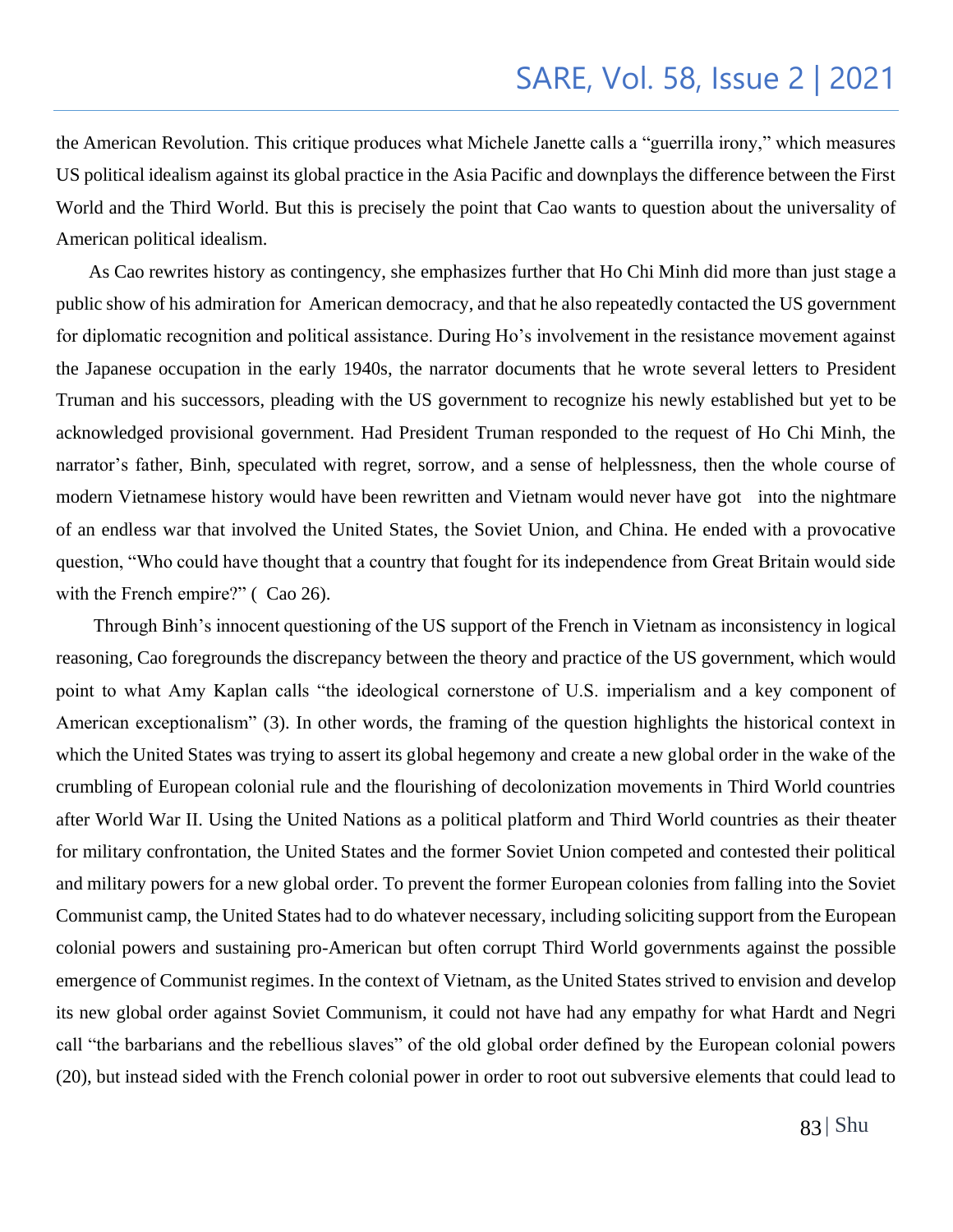the American Revolution. This critique produces what Michele Janette calls a "guerrilla irony," which measures US political idealism against its global practice in the Asia Pacific and downplays the difference between the First World and the Third World. But this is precisely the point that Cao wants to question about the universality of American political idealism.

As Cao rewrites history as contingency, she emphasizes further that Ho Chi Minh did more than just stage a public show of his admiration for American democracy, and that he also repeatedly contacted the US government for diplomatic recognition and political assistance. During Ho's involvement in the resistance movement against the Japanese occupation in the early 1940s, the narrator documents that he wrote several letters to President Truman and his successors, pleading with the US government to recognize his newly established but yet to be acknowledged provisional government. Had President Truman responded to the request of Ho Chi Minh, the narrator's father, Binh, speculated with regret, sorrow, and a sense of helplessness, then the whole course of modern Vietnamese history would have been rewritten and Vietnam would never have got into the nightmare of an endless war that involved the United States, the Soviet Union, and China. He ended with a provocative question, "Who could have thought that a country that fought for its independence from Great Britain would side with the French empire?" ( Cao 26).

Through Binh's innocent questioning of the US support of the French in Vietnam as inconsistency in logical reasoning, Cao foregrounds the discrepancy between the theory and practice of the US government, which would point to what Amy Kaplan calls "the ideological cornerstone of U.S. imperialism and a key component of American exceptionalism" (3). In other words, the framing of the question highlights the historical context in which the United States was trying to assert its global hegemony and create a new global order in the wake of the crumbling of European colonial rule and the flourishing of decolonization movements in Third World countries after World War II. Using the United Nations as a political platform and Third World countries as their theater for military confrontation, the United States and the former Soviet Union competed and contested their political and military powers for a new global order. To prevent the former European colonies from falling into the Soviet Communist camp, the United States had to do whatever necessary, including soliciting support from the European colonial powers and sustaining pro-American but often corrupt Third World governments against the possible emergence of Communist regimes. In the context of Vietnam, as the United States strived to envision and develop its new global order against Soviet Communism, it could not have had any empathy for what Hardt and Negri call "the barbarians and the rebellious slaves" of the old global order defined by the European colonial powers (20), but instead sided with the French colonial power in order to root out subversive elements that could lead to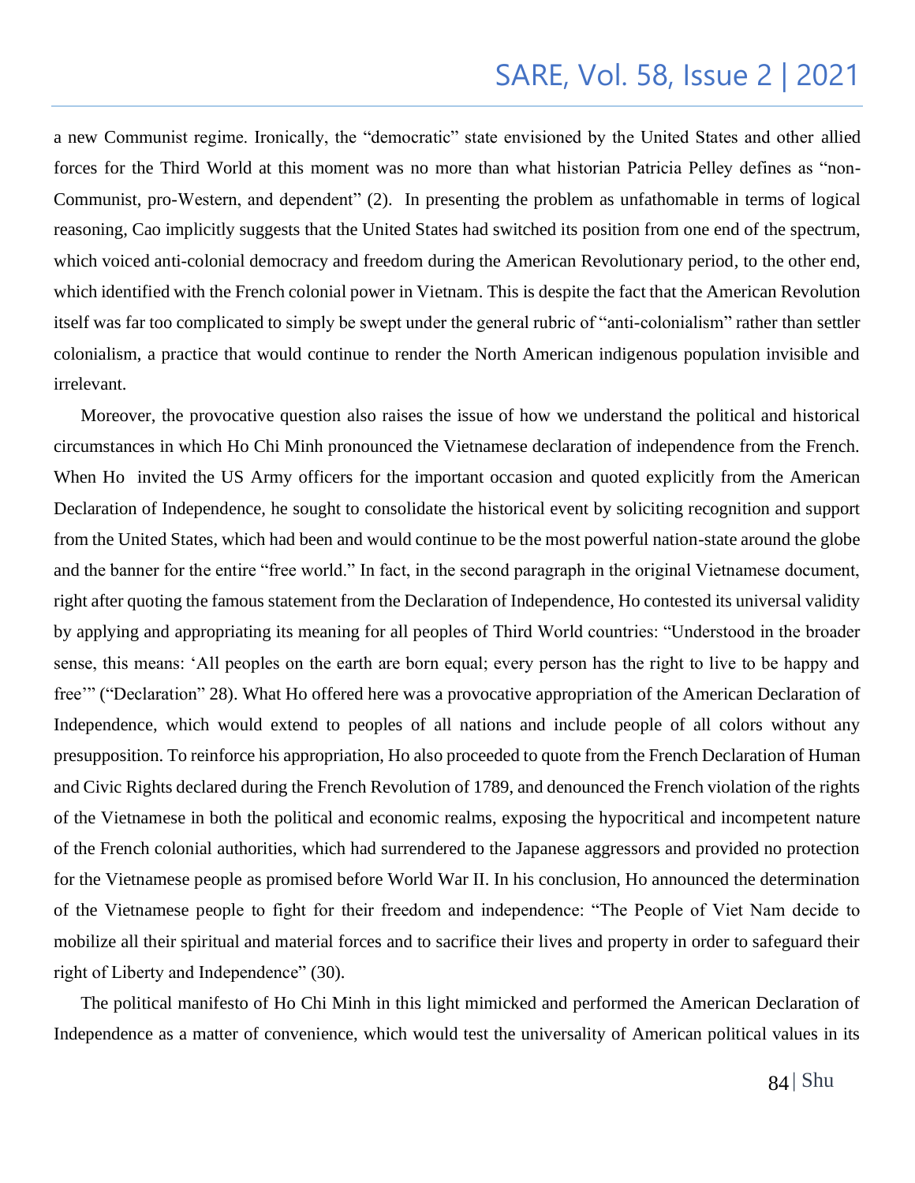a new Communist regime. Ironically, the "democratic" state envisioned by the United States and other allied forces for the Third World at this moment was no more than what historian Patricia Pelley defines as "non-Communist, pro-Western, and dependent" (2). In presenting the problem as unfathomable in terms of logical reasoning, Cao implicitly suggests that the United States had switched its position from one end of the spectrum, which voiced anti-colonial democracy and freedom during the American Revolutionary period, to the other end, which identified with the French colonial power in Vietnam. This is despite the fact that the American Revolution itself was far too complicated to simply be swept under the general rubric of "anti-colonialism" rather than settler colonialism, a practice that would continue to render the North American indigenous population invisible and irrelevant.

Moreover, the provocative question also raises the issue of how we understand the political and historical circumstances in which Ho Chi Minh pronounced the Vietnamese declaration of independence from the French. When Ho invited the US Army officers for the important occasion and quoted explicitly from the American Declaration of Independence, he sought to consolidate the historical event by soliciting recognition and support from the United States, which had been and would continue to be the most powerful nation-state around the globe and the banner for the entire "free world." In fact, in the second paragraph in the original Vietnamese document, right after quoting the famous statement from the Declaration of Independence, Ho contested its universal validity by applying and appropriating its meaning for all peoples of Third World countries: "Understood in the broader sense, this means: 'All peoples on the earth are born equal; every person has the right to live to be happy and free'" ("Declaration" 28). What Ho offered here was a provocative appropriation of the American Declaration of Independence, which would extend to peoples of all nations and include people of all colors without any presupposition. To reinforce his appropriation, Ho also proceeded to quote from the French Declaration of Human and Civic Rights declared during the French Revolution of 1789, and denounced the French violation of the rights of the Vietnamese in both the political and economic realms, exposing the hypocritical and incompetent nature of the French colonial authorities, which had surrendered to the Japanese aggressors and provided no protection for the Vietnamese people as promised before World War II. In his conclusion, Ho announced the determination of the Vietnamese people to fight for their freedom and independence: "The People of Viet Nam decide to mobilize all their spiritual and material forces and to sacrifice their lives and property in order to safeguard their right of Liberty and Independence" (30).

The political manifesto of Ho Chi Minh in this light mimicked and performed the American Declaration of Independence as a matter of convenience, which would test the universality of American political values in its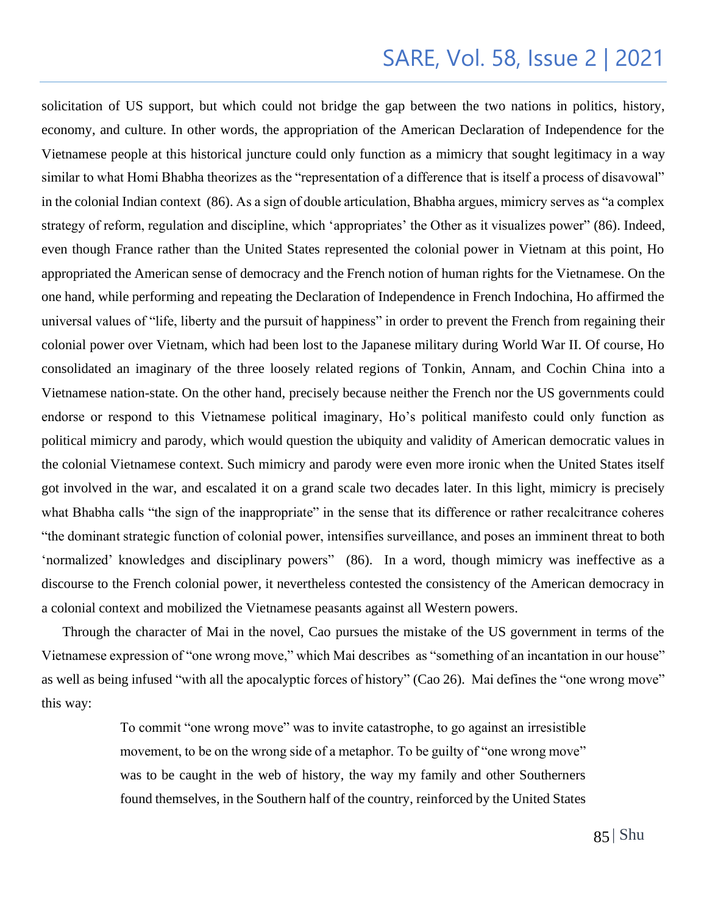solicitation of US support, but which could not bridge the gap between the two nations in politics, history, economy, and culture. In other words, the appropriation of the American Declaration of Independence for the Vietnamese people at this historical juncture could only function as a mimicry that sought legitimacy in a way similar to what Homi Bhabha theorizes as the "representation of a difference that is itself a process of disavowal" in the colonial Indian context (86). As a sign of double articulation, Bhabha argues, mimicry serves as "a complex strategy of reform, regulation and discipline, which 'appropriates' the Other as it visualizes power" (86). Indeed, even though France rather than the United States represented the colonial power in Vietnam at this point, Ho appropriated the American sense of democracy and the French notion of human rights for the Vietnamese. On the one hand, while performing and repeating the Declaration of Independence in French Indochina, Ho affirmed the universal values of "life, liberty and the pursuit of happiness" in order to prevent the French from regaining their colonial power over Vietnam, which had been lost to the Japanese military during World War II. Of course, Ho consolidated an imaginary of the three loosely related regions of Tonkin, Annam, and Cochin China into a Vietnamese nation-state. On the other hand, precisely because neither the French nor the US governments could endorse or respond to this Vietnamese political imaginary, Ho's political manifesto could only function as political mimicry and parody, which would question the ubiquity and validity of American democratic values in the colonial Vietnamese context. Such mimicry and parody were even more ironic when the United States itself got involved in the war, and escalated it on a grand scale two decades later. In this light, mimicry is precisely what Bhabha calls "the sign of the inappropriate" in the sense that its difference or rather recalcitrance coheres "the dominant strategic function of colonial power, intensifies surveillance, and poses an imminent threat to both 'normalized' knowledges and disciplinary powers" (86). In a word, though mimicry was ineffective as a discourse to the French colonial power, it nevertheless contested the consistency of the American democracy in a colonial context and mobilized the Vietnamese peasants against all Western powers.

Through the character of Mai in the novel, Cao pursues the mistake of the US government in terms of the Vietnamese expression of "one wrong move," which Mai describes as "something of an incantation in our house" as well as being infused "with all the apocalyptic forces of history" (Cao 26). Mai defines the "one wrong move" this way:

> To commit "one wrong move" was to invite catastrophe, to go against an irresistible movement, to be on the wrong side of a metaphor. To be guilty of "one wrong move" was to be caught in the web of history, the way my family and other Southerners found themselves, in the Southern half of the country, reinforced by the United States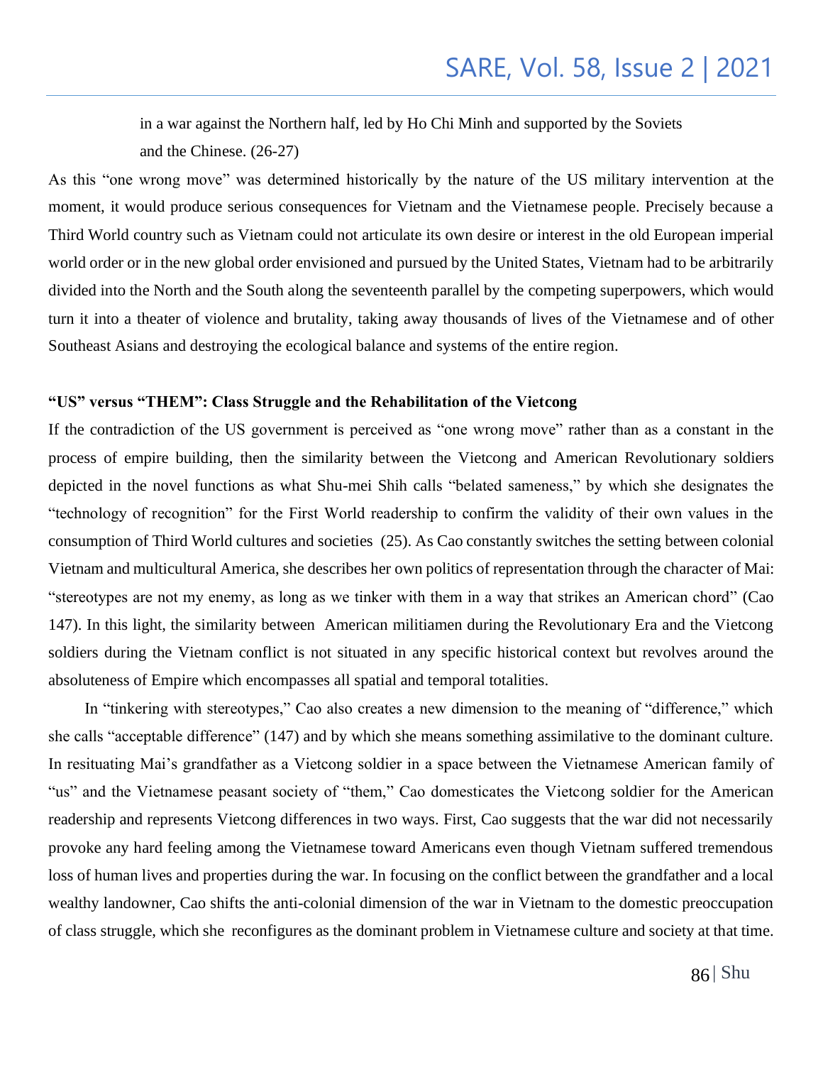> in a war against the Northern half, led by Ho Chi Minh and supported by the Soviets and the Chinese. (26-27)

As this "one wrong move" was determined historically by the nature of the US military intervention at the moment, it would produce serious consequences for Vietnam and the Vietnamese people. Precisely because a Third World country such as Vietnam could not articulate its own desire or interest in the old European imperial world order or in the new global order envisioned and pursued by the United States, Vietnam had to be arbitrarily divided into the North and the South along the seventeenth parallel by the competing superpowers, which would turn it into a theater of violence and brutality, taking away thousands of lives of the Vietnamese and of other Southeast Asians and destroying the ecological balance and systems of the entire region.

**"US" versus "THEM": Class Struggle and the Rehabilitation of the Vietcong**

If the contradiction of the US government is perceived as "one wrong move" rather than as a constant in the process of empire building, then the similarity between the Vietcong and American Revolutionary soldiers depicted in the novel functions as what Shu-mei Shih calls "belated sameness," by which she designates the "technology of recognition" for the First World readership to confirm the validity of their own values in the consumption of Third World cultures and societies (25). As Cao constantly switches the setting between colonial Vietnam and multicultural America, she describes her own politics of representation through the character of Mai: "stereotypes are not my enemy, as long as we tinker with them in a way that strikes an American chord" (Cao 147). In this light, the similarity between American militiamen during the Revolutionary Era and the Vietcong soldiers during the Vietnam conflict is not situated in any specific historical context but revolves around the absoluteness of Empire which encompasses all spatial and temporal totalities.

In "tinkering with stereotypes," Cao also creates a new dimension to the meaning of "difference," which she calls "acceptable difference" (147) and by which she means something assimilative to the dominant culture. In resituating Mai's grandfather as a Vietcong soldier in a space between the Vietnamese American family of "us" and the Vietnamese peasant society of "them," Cao domesticates the Vietcong soldier for the American readership and represents Vietcong differences in two ways. First, Cao suggests that the war did not necessarily provoke any hard feeling among the Vietnamese toward Americans even though Vietnam suffered tremendous loss of human lives and properties during the war. In focusing on the conflict between the grandfather and a local wealthy landowner, Cao shifts the anti-colonial dimension of the war in Vietnam to the domestic preoccupation of class struggle, which she reconfigures as the dominant problem in Vietnamese culture and society at that time.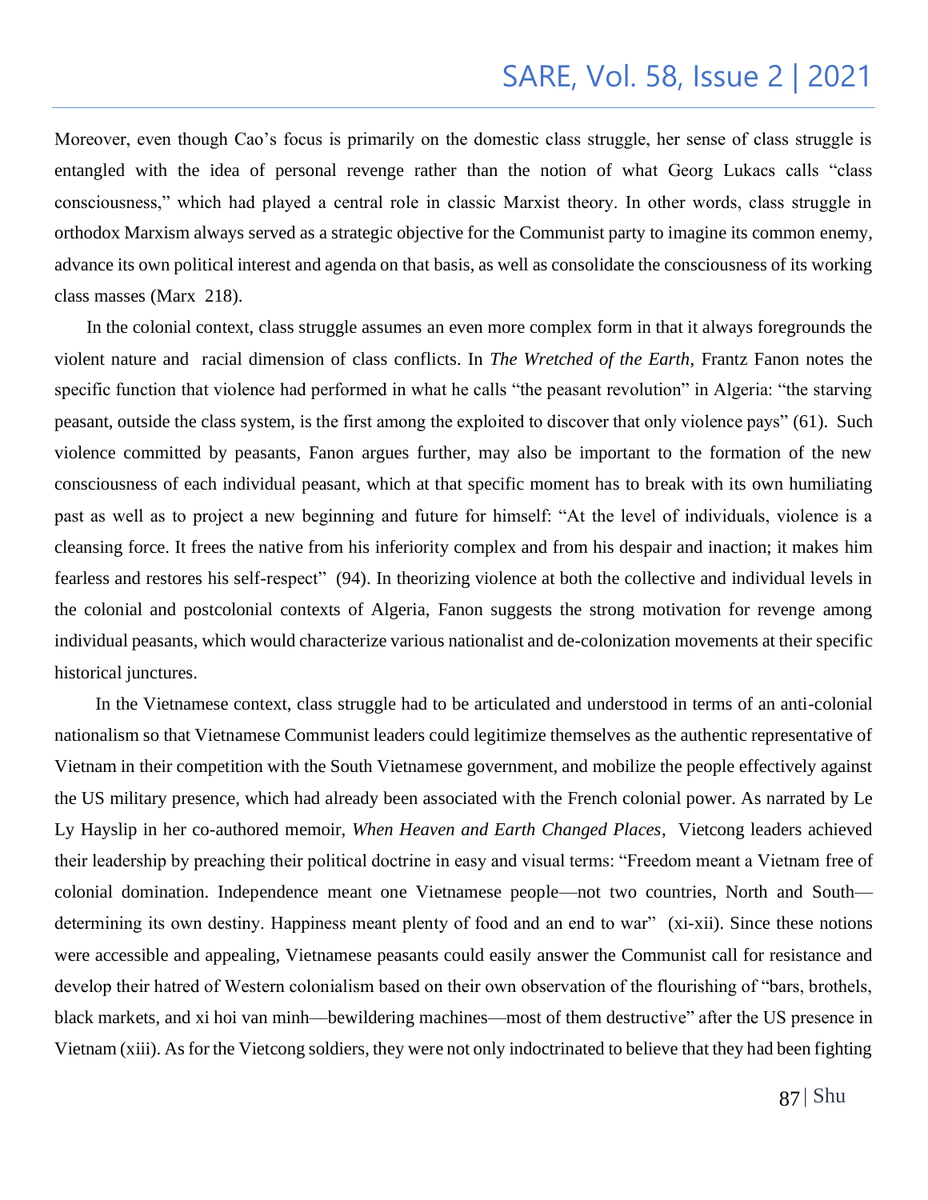Moreover, even though Cao's focus is primarily on the domestic class struggle, her sense of class struggle is entangled with the idea of personal revenge rather than the notion of what Georg Lukacs calls "class consciousness," which had played a central role in classic Marxist theory. In other words, class struggle in orthodox Marxism always served as a strategic objective for the Communist party to imagine its common enemy, advance its own political interest and agenda on that basis, as well as consolidate the consciousness of its working class masses (Marx 218).

In the colonial context, class struggle assumes an even more complex form in that it always foregrounds the violent nature and racial dimension of class conflicts. In *The Wretched of the Earth*, Frantz Fanon notes the specific function that violence had performed in what he calls "the peasant revolution" in Algeria: "the starving peasant, outside the class system, is the first among the exploited to discover that only violence pays" (61). Such violence committed by peasants, Fanon argues further, may also be important to the formation of the new consciousness of each individual peasant, which at that specific moment has to break with its own humiliating past as well as to project a new beginning and future for himself: "At the level of individuals, violence is a cleansing force. It frees the native from his inferiority complex and from his despair and inaction; it makes him fearless and restores his self-respect" (94). In theorizing violence at both the collective and individual levels in the colonial and postcolonial contexts of Algeria, Fanon suggests the strong motivation for revenge among individual peasants, which would characterize various nationalist and de-colonization movements at their specific historical junctures.

In the Vietnamese context, class struggle had to be articulated and understood in terms of an anti-colonial nationalism so that Vietnamese Communist leaders could legitimize themselves as the authentic representative of Vietnam in their competition with the South Vietnamese government, and mobilize the people effectively against the US military presence, which had already been associated with the French colonial power. As narrated by Le Ly Hayslip in her co-authored memoir, *When Heaven and Earth Changed Places*, Vietcong leaders achieved their leadership by preaching their political doctrine in easy and visual terms: "Freedom meant a Vietnam free of colonial domination. Independence meant one Vietnamese people—not two countries, North and South—determining its own destiny. Happiness meant plenty of food and an end to war" (xi-xii). Since these notions were accessible and appealing, Vietnamese peasants could easily answer the Communist call for resistance and develop their hatred of Western colonialism based on their own observation of the flourishing of "bars, brothels, black markets, and xi hoi van minh—bewildering machines—most of them destructive" after the US presence in Vietnam (xiii). As for the Vietcong soldiers, they were not only indoctrinated to believe that they had been fighting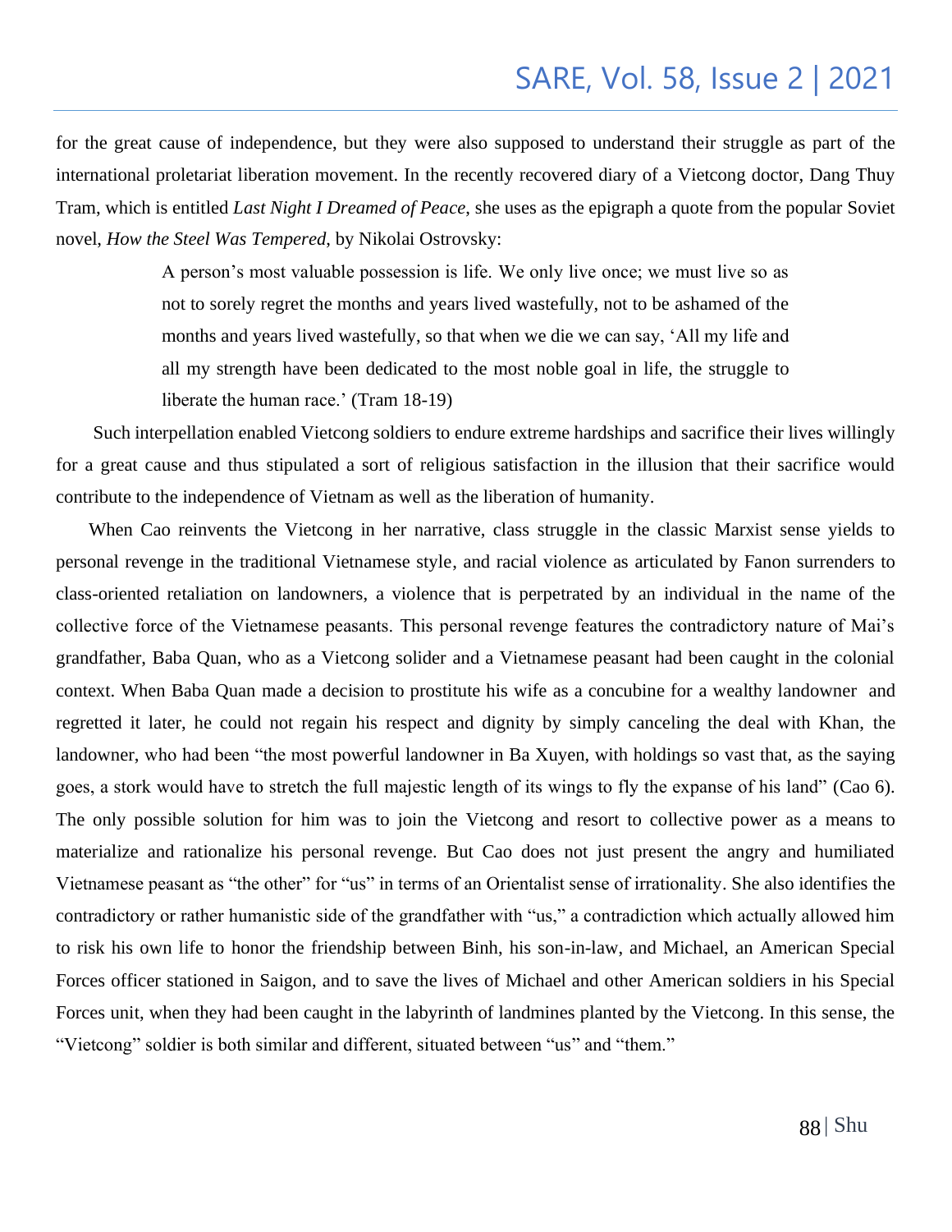for the great cause of independence, but they were also supposed to understand their struggle as part of the international proletariat liberation movement. In the recently recovered diary of a Vietcong doctor, Dang Thuy Tram, which is entitled *Last Night I Dreamed of Peace*, she uses as the epigraph a quote from the popular Soviet novel, *How the Steel Was Tempered*, by Nikolai Ostrovsky:

> A person's most valuable possession is life. We only live once; we must live so as not to sorely regret the months and years lived wastefully, not to be ashamed of the months and years lived wastefully, so that when we die we can say, 'All my life and all my strength have been dedicated to the most noble goal in life, the struggle to liberate the human race.' (Tram 18-19)

Such interpellation enabled Vietcong soldiers to endure extreme hardships and sacrifice their lives willingly for a great cause and thus stipulated a sort of religious satisfaction in the illusion that their sacrifice would contribute to the independence of Vietnam as well as the liberation of humanity.

When Cao reinvents the Vietcong in her narrative, class struggle in the classic Marxist sense yields to personal revenge in the traditional Vietnamese style, and racial violence as articulated by Fanon surrenders to class-oriented retaliation on landowners, a violence that is perpetrated by an individual in the name of the collective force of the Vietnamese peasants. This personal revenge features the contradictory nature of Mai's grandfather, Baba Quan, who as a Vietcong solider and a Vietnamese peasant had been caught in the colonial context. When Baba Quan made a decision to prostitute his wife as a concubine for a wealthy landowner and regretted it later, he could not regain his respect and dignity by simply canceling the deal with Khan, the landowner, who had been "the most powerful landowner in Ba Xuyen, with holdings so vast that, as the saying goes, a stork would have to stretch the full majestic length of its wings to fly the expanse of his land" (Cao 6). The only possible solution for him was to join the Vietcong and resort to collective power as a means to materialize and rationalize his personal revenge. But Cao does not just present the angry and humiliated Vietnamese peasant as "the other" for "us" in terms of an Orientalist sense of irrationality. She also identifies the contradictory or rather humanistic side of the grandfather with "us," a contradiction which actually allowed him to risk his own life to honor the friendship between Binh, his son-in-law, and Michael, an American Special Forces officer stationed in Saigon, and to save the lives of Michael and other American soldiers in his Special Forces unit, when they had been caught in the labyrinth of landmines planted by the Vietcong. In this sense, the "Vietcong" soldier is both similar and different, situated between "us" and "them."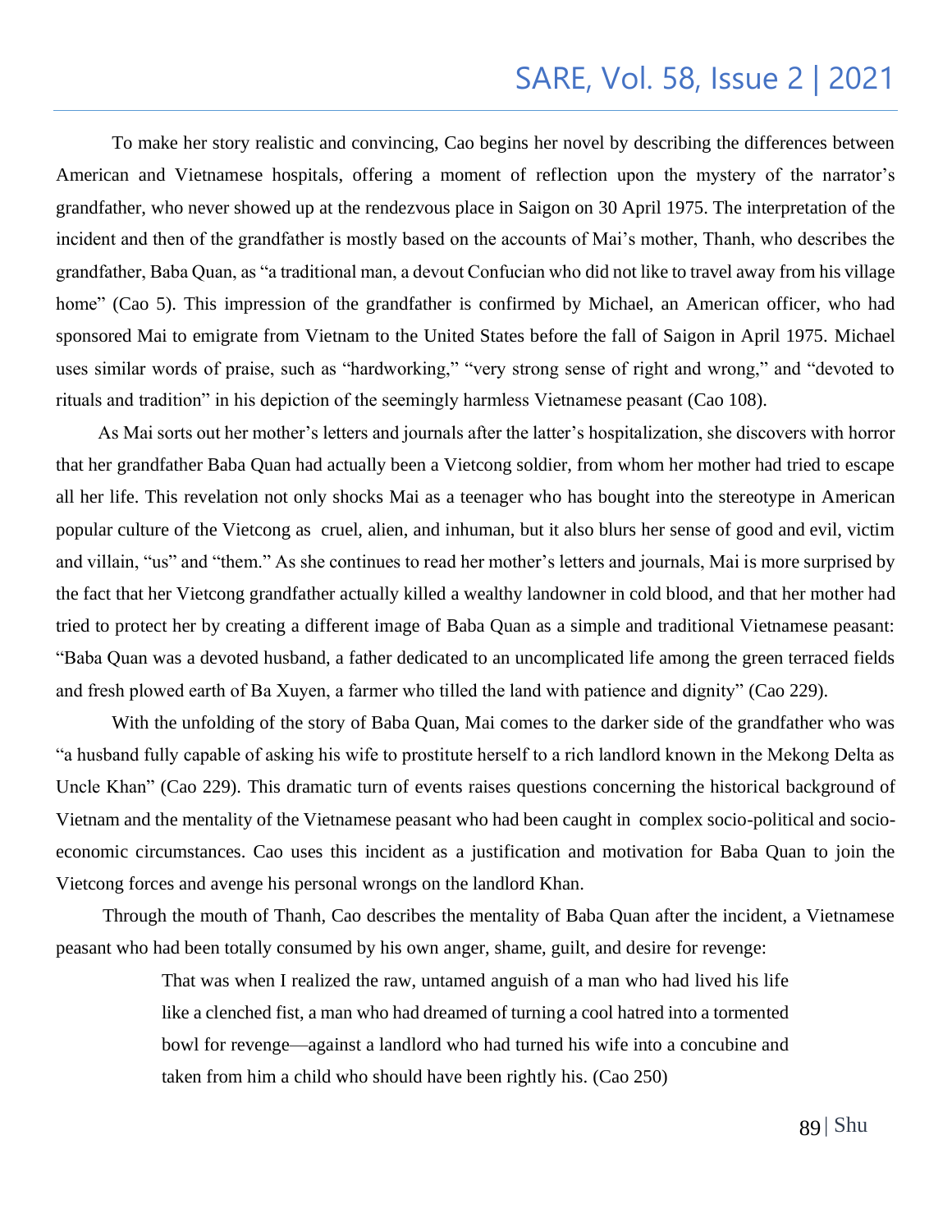To make her story realistic and convincing, Cao begins her novel by describing the differences between American and Vietnamese hospitals, offering a moment of reflection upon the mystery of the narrator's grandfather, who never showed up at the rendezvous place in Saigon on 30 April 1975. The interpretation of the incident and then of the grandfather is mostly based on the accounts of Mai's mother, Thanh, who describes the grandfather, Baba Quan, as "a traditional man, a devout Confucian who did not like to travel away from his village home" (Cao 5). This impression of the grandfather is confirmed by Michael, an American officer, who had sponsored Mai to emigrate from Vietnam to the United States before the fall of Saigon in April 1975. Michael uses similar words of praise, such as "hardworking," "very strong sense of right and wrong," and "devoted to rituals and tradition" in his depiction of the seemingly harmless Vietnamese peasant (Cao 108).

As Mai sorts out her mother's letters and journals after the latter's hospitalization, she discovers with horror that her grandfather Baba Quan had actually been a Vietcong soldier, from whom her mother had tried to escape all her life. This revelation not only shocks Mai as a teenager who has bought into the stereotype in American popular culture of the Vietcong as cruel, alien, and inhuman, but it also blurs her sense of good and evil, victim and villain, "us" and "them." As she continues to read her mother's letters and journals, Mai is more surprised by the fact that her Vietcong grandfather actually killed a wealthy landowner in cold blood, and that her mother had tried to protect her by creating a different image of Baba Quan as a simple and traditional Vietnamese peasant: "Baba Quan was a devoted husband, a father dedicated to an uncomplicated life among the green terraced fields and fresh plowed earth of Ba Xuyen, a farmer who tilled the land with patience and dignity" (Cao 229).

With the unfolding of the story of Baba Quan, Mai comes to the darker side of the grandfather who was "a husband fully capable of asking his wife to prostitute herself to a rich landlord known in the Mekong Delta as Uncle Khan" (Cao 229). This dramatic turn of events raises questions concerning the historical background of Vietnam and the mentality of the Vietnamese peasant who had been caught in complex socio-political and socio-economic circumstances. Cao uses this incident as a justification and motivation for Baba Quan to join the Vietcong forces and avenge his personal wrongs on the landlord Khan.

Through the mouth of Thanh, Cao describes the mentality of Baba Quan after the incident, a Vietnamese peasant who had been totally consumed by his own anger, shame, guilt, and desire for revenge:

> That was when I realized the raw, untamed anguish of a man who had lived his life like a clenched fist, a man who had dreamed of turning a cool hatred into a tormented bowl for revenge—against a landlord who had turned his wife into a concubine and taken from him a child who should have been rightly his. (Cao 250)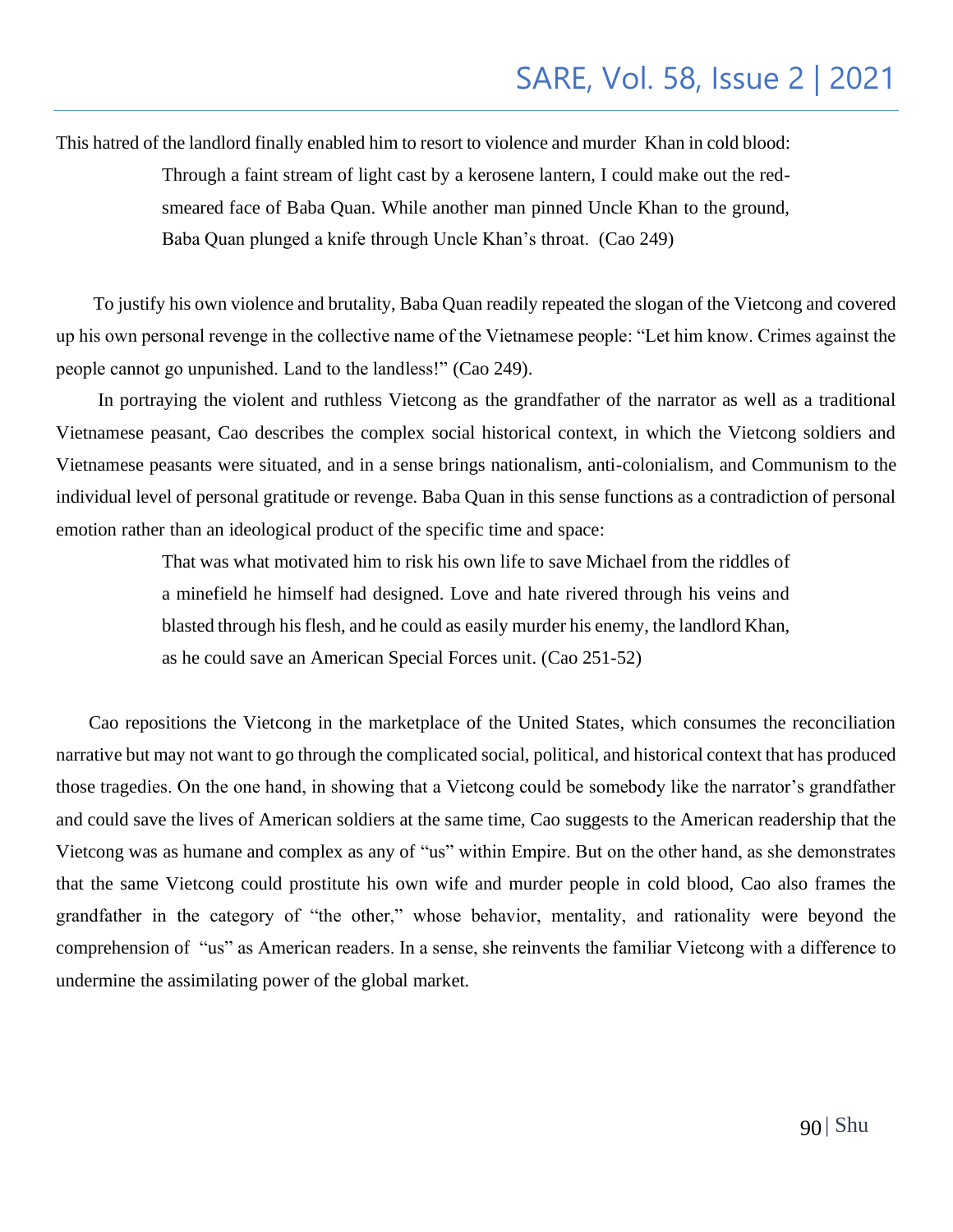This hatred of the landlord finally enabled him to resort to violence and murder Khan in cold blood:

> Through a faint stream of light cast by a kerosene lantern, I could make out the red-smeared face of Baba Quan. While another man pinned Uncle Khan to the ground, Baba Quan plunged a knife through Uncle Khan's throat. (Cao 249)

To justify his own violence and brutality, Baba Quan readily repeated the slogan of the Vietcong and covered up his own personal revenge in the collective name of the Vietnamese people: "Let him know. Crimes against the people cannot go unpunished. Land to the landless!" (Cao 249).

In portraying the violent and ruthless Vietcong as the grandfather of the narrator as well as a traditional Vietnamese peasant, Cao describes the complex social historical context, in which the Vietcong soldiers and Vietnamese peasants were situated, and in a sense brings nationalism, anti-colonialism, and Communism to the individual level of personal gratitude or revenge. Baba Quan in this sense functions as a contradiction of personal emotion rather than an ideological product of the specific time and space:

> That was what motivated him to risk his own life to save Michael from the riddles of a minefield he himself had designed. Love and hate rivered through his veins and blasted through his flesh, and he could as easily murder his enemy, the landlord Khan, as he could save an American Special Forces unit. (Cao 251-52)

Cao repositions the Vietcong in the marketplace of the United States, which consumes the reconciliation narrative but may not want to go through the complicated social, political, and historical context that has produced those tragedies. On the one hand, in showing that a Vietcong could be somebody like the narrator's grandfather and could save the lives of American soldiers at the same time, Cao suggests to the American readership that the Vietcong was as humane and complex as any of "us" within Empire. But on the other hand, as she demonstrates that the same Vietcong could prostitute his own wife and murder people in cold blood, Cao also frames the grandfather in the category of "the other," whose behavior, mentality, and rationality were beyond the comprehension of "us" as American readers. In a sense, she reinvents the familiar Vietcong with a difference to undermine the assimilating power of the global market.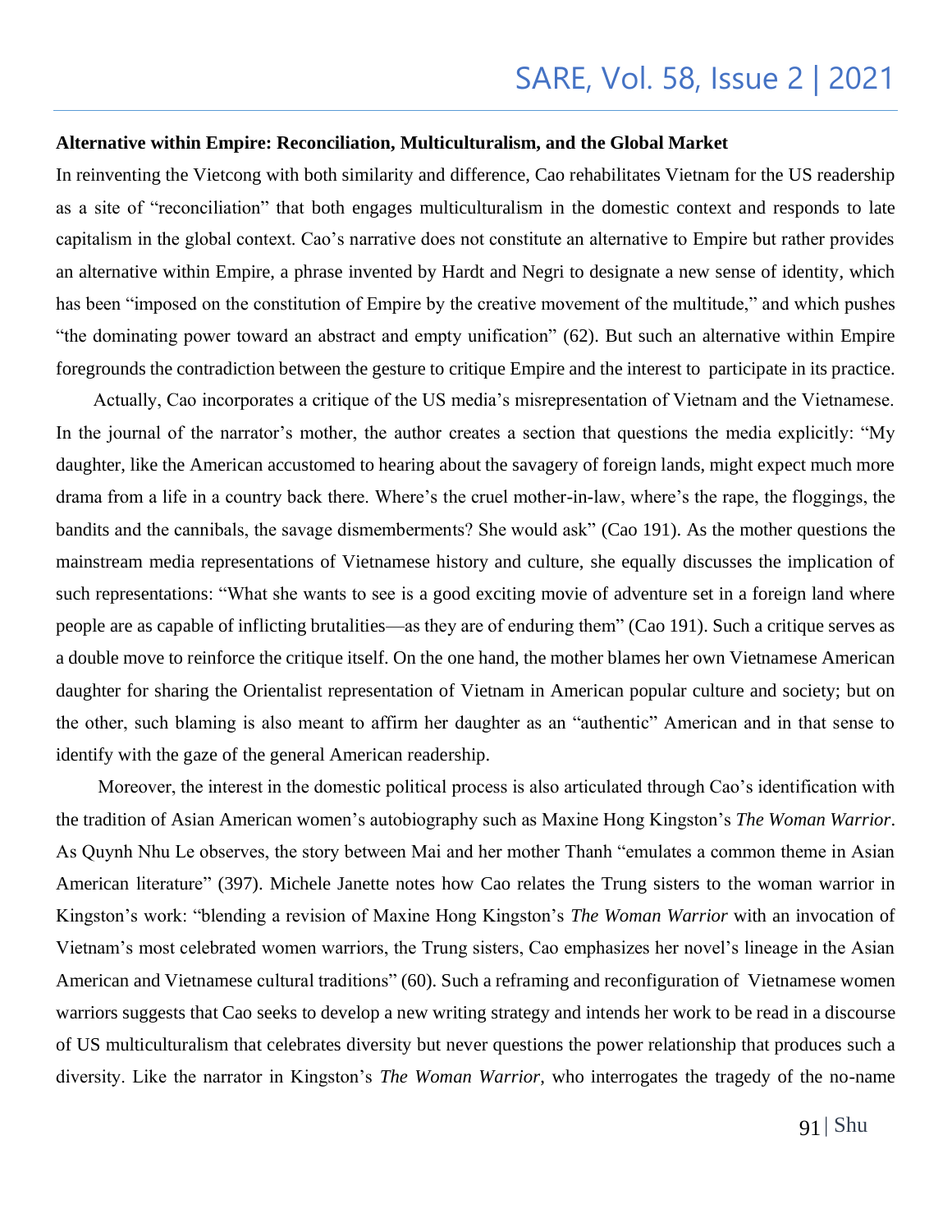**Alternative within Empire: Reconciliation, Multiculturalism, and the Global Market**

In reinventing the Vietcong with both similarity and difference, Cao rehabilitates Vietnam for the US readership as a site of "reconciliation" that both engages multiculturalism in the domestic context and responds to late capitalism in the global context. Cao's narrative does not constitute an alternative to Empire but rather provides an alternative within Empire, a phrase invented by Hardt and Negri to designate a new sense of identity, which has been "imposed on the constitution of Empire by the creative movement of the multitude," and which pushes "the dominating power toward an abstract and empty unification" (62). But such an alternative within Empire foregrounds the contradiction between the gesture to critique Empire and the interest to participate in its practice.

Actually, Cao incorporates a critique of the US media's misrepresentation of Vietnam and the Vietnamese. In the journal of the narrator's mother, the author creates a section that questions the media explicitly: "My daughter, like the American accustomed to hearing about the savagery of foreign lands, might expect much more drama from a life in a country back there. Where's the cruel mother-in-law, where's the rape, the floggings, the bandits and the cannibals, the savage dismemberments? She would ask" (Cao 191). As the mother questions the mainstream media representations of Vietnamese history and culture, she equally discusses the implication of such representations: "What she wants to see is a good exciting movie of adventure set in a foreign land where people are as capable of inflicting brutalities—as they are of enduring them" (Cao 191). Such a critique serves as a double move to reinforce the critique itself. On the one hand, the mother blames her own Vietnamese American daughter for sharing the Orientalist representation of Vietnam in American popular culture and society; but on the other, such blaming is also meant to affirm her daughter as an "authentic" American and in that sense to identify with the gaze of the general American readership.

Moreover, the interest in the domestic political process is also articulated through Cao's identification with the tradition of Asian American women's autobiography such as Maxine Hong Kingston's *The Woman Warrior*. As Quynh Nhu Le observes, the story between Mai and her mother Thanh "emulates a common theme in Asian American literature" (397). Michele Janette notes how Cao relates the Trung sisters to the woman warrior in Kingston's work: "blending a revision of Maxine Hong Kingston's *The Woman Warrior* with an invocation of Vietnam's most celebrated women warriors, the Trung sisters, Cao emphasizes her novel's lineage in the Asian American and Vietnamese cultural traditions" (60). Such a reframing and reconfiguration of Vietnamese women warriors suggests that Cao seeks to develop a new writing strategy and intends her work to be read in a discourse of US multiculturalism that celebrates diversity but never questions the power relationship that produces such a diversity. Like the narrator in Kingston's *The Woman Warrior*, who interrogates the tragedy of the no-name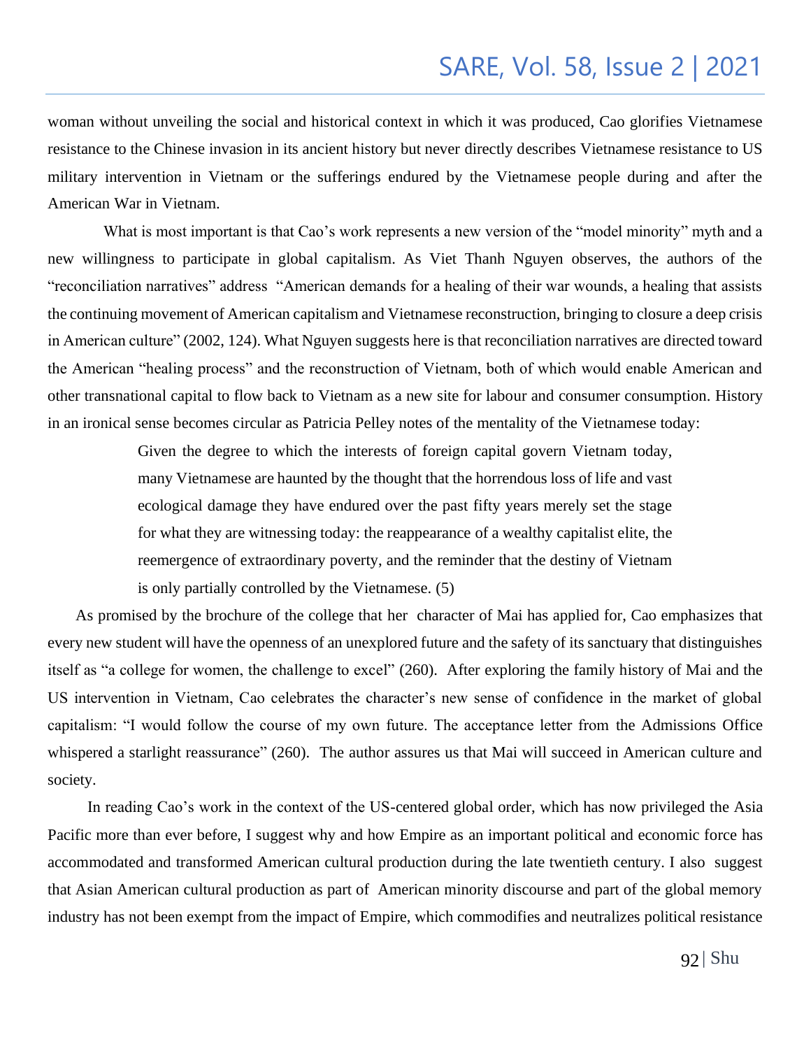woman without unveiling the social and historical context in which it was produced, Cao glorifies Vietnamese resistance to the Chinese invasion in its ancient history but never directly describes Vietnamese resistance to US military intervention in Vietnam or the sufferings endured by the Vietnamese people during and after the American War in Vietnam.

What is most important is that Cao's work represents a new version of the "model minority" myth and a new willingness to participate in global capitalism. As Viet Thanh Nguyen observes, the authors of the "reconciliation narratives" address "American demands for a healing of their war wounds, a healing that assists the continuing movement of American capitalism and Vietnamese reconstruction, bringing to closure a deep crisis in American culture" (2002, 124). What Nguyen suggests here is that reconciliation narratives are directed toward the American "healing process" and the reconstruction of Vietnam, both of which would enable American and other transnational capital to flow back to Vietnam as a new site for labour and consumer consumption. History in an ironical sense becomes circular as Patricia Pelley notes of the mentality of the Vietnamese today:

> Given the degree to which the interests of foreign capital govern Vietnam today, many Vietnamese are haunted by the thought that the horrendous loss of life and vast ecological damage they have endured over the past fifty years merely set the stage for what they are witnessing today: the reappearance of a wealthy capitalist elite, the reemergence of extraordinary poverty, and the reminder that the destiny of Vietnam is only partially controlled by the Vietnamese. (5)

As promised by the brochure of the college that her character of Mai has applied for, Cao emphasizes that every new student will have the openness of an unexplored future and the safety of its sanctuary that distinguishes itself as "a college for women, the challenge to excel" (260). After exploring the family history of Mai and the US intervention in Vietnam, Cao celebrates the character's new sense of confidence in the market of global capitalism: "I would follow the course of my own future. The acceptance letter from the Admissions Office whispered a starlight reassurance" (260). The author assures us that Mai will succeed in American culture and society.

In reading Cao's work in the context of the US-centered global order, which has now privileged the Asia Pacific more than ever before, I suggest why and how Empire as an important political and economic force has accommodated and transformed American cultural production during the late twentieth century. I also suggest that Asian American cultural production as part of American minority discourse and part of the global memory industry has not been exempt from the impact of Empire, which commodifies and neutralizes political resistance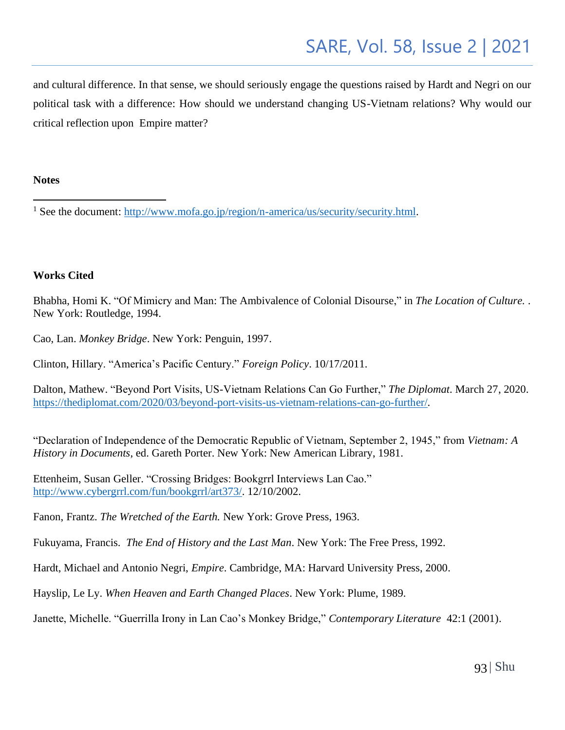and cultural difference. In that sense, we should seriously engage the questions raised by Hardt and Negri on our political task with a difference: How should we understand changing US-Vietnam relations? Why would our critical reflection upon Empire matter?

**Notes**

[1] See the document: http://www.mofa.go.jp/region/n-america/us/security/security.html.

**Works Cited**

Bhabha, Homi K. "Of Mimicry and Man: The Ambivalence of Colonial Disourse," in *The Location of Culture.* . New York: Routledge, 1994.

Cao, Lan. *Monkey Bridge*. New York: Penguin, 1997.

Clinton, Hillary. "America's Pacific Century." *Foreign Policy*. 10/17/2011.

Dalton, Mathew. "Beyond Port Visits, US-Vietnam Relations Can Go Further," *The Diplomat*. March 27, 2020. https://thediplomat.com/2020/03/beyond-port-visits-us-vietnam-relations-can-go-further/.

"Declaration of Independence of the Democratic Republic of Vietnam, September 2, 1945," from *Vietnam: A History in Documents*, ed. Gareth Porter. New York: New American Library, 1981.

Ettenheim, Susan Geller. "Crossing Bridges: Bookgrrl Interviews Lan Cao." http://www.cybergrrl.com/fun/bookgrrl/art373/. 12/10/2002.

Fanon, Frantz. *The Wretched of the Earth.* New York: Grove Press, 1963.

Fukuyama, Francis. *The End of History and the Last Man*. New York: The Free Press, 1992.

Hardt, Michael and Antonio Negri, *Empire*. Cambridge, MA: Harvard University Press, 2000.

Hayslip, Le Ly. *When Heaven and Earth Changed Places*. New York: Plume, 1989.

Janette, Michelle. "Guerrilla Irony in Lan Cao's Monkey Bridge," *Contemporary Literature* 42:1 (2001).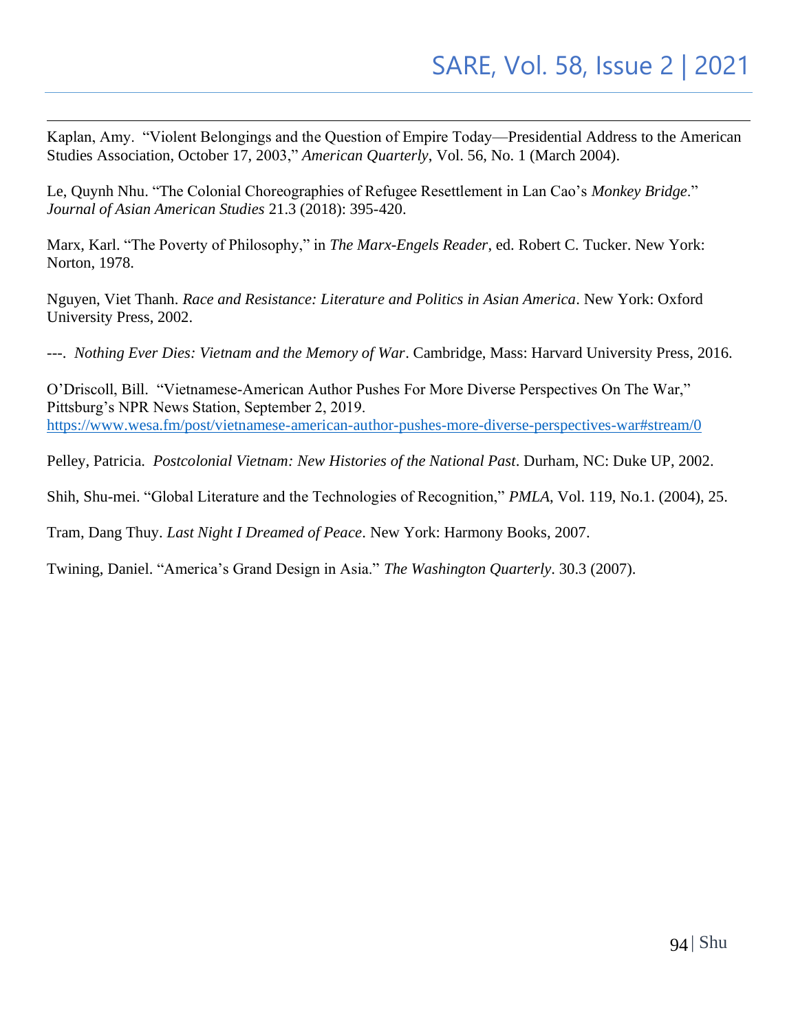Kaplan, Amy. "Violent Belongings and the Question of Empire Today—Presidential Address to the American Studies Association, October 17, 2003," *American Quarterly*, Vol. 56, No. 1 (March 2004).

Le, Quynh Nhu. "The Colonial Choreographies of Refugee Resettlement in Lan Cao's *Monkey Bridge*." *Journal of Asian American Studies* 21.3 (2018): 395-420.

Marx, Karl. "The Poverty of Philosophy," in *The Marx-Engels Reader*, ed. Robert C. Tucker. New York: Norton, 1978.

Nguyen, Viet Thanh. *Race and Resistance: Literature and Politics in Asian America*. New York: Oxford University Press, 2002.

---. *Nothing Ever Dies: Vietnam and the Memory of War*. Cambridge, Mass: Harvard University Press, 2016.

O'Driscoll, Bill. "Vietnamese-American Author Pushes For More Diverse Perspectives On The War," Pittsburg's NPR News Station, September 2, 2019. https://www.wesa.fm/post/vietnamese-american-author-pushes-more-diverse-perspectives-war#stream/0

Pelley, Patricia. *Postcolonial Vietnam: New Histories of the National Past*. Durham, NC: Duke UP, 2002.

Shih, Shu-mei. "Global Literature and the Technologies of Recognition," *PMLA*, Vol. 119, No.1. (2004), 25.

Tram, Dang Thuy. *Last Night I Dreamed of Peace*. New York: Harmony Books, 2007.

Twining, Daniel. "America's Grand Design in Asia." *The Washington Quarterly*. 30.3 (2007).